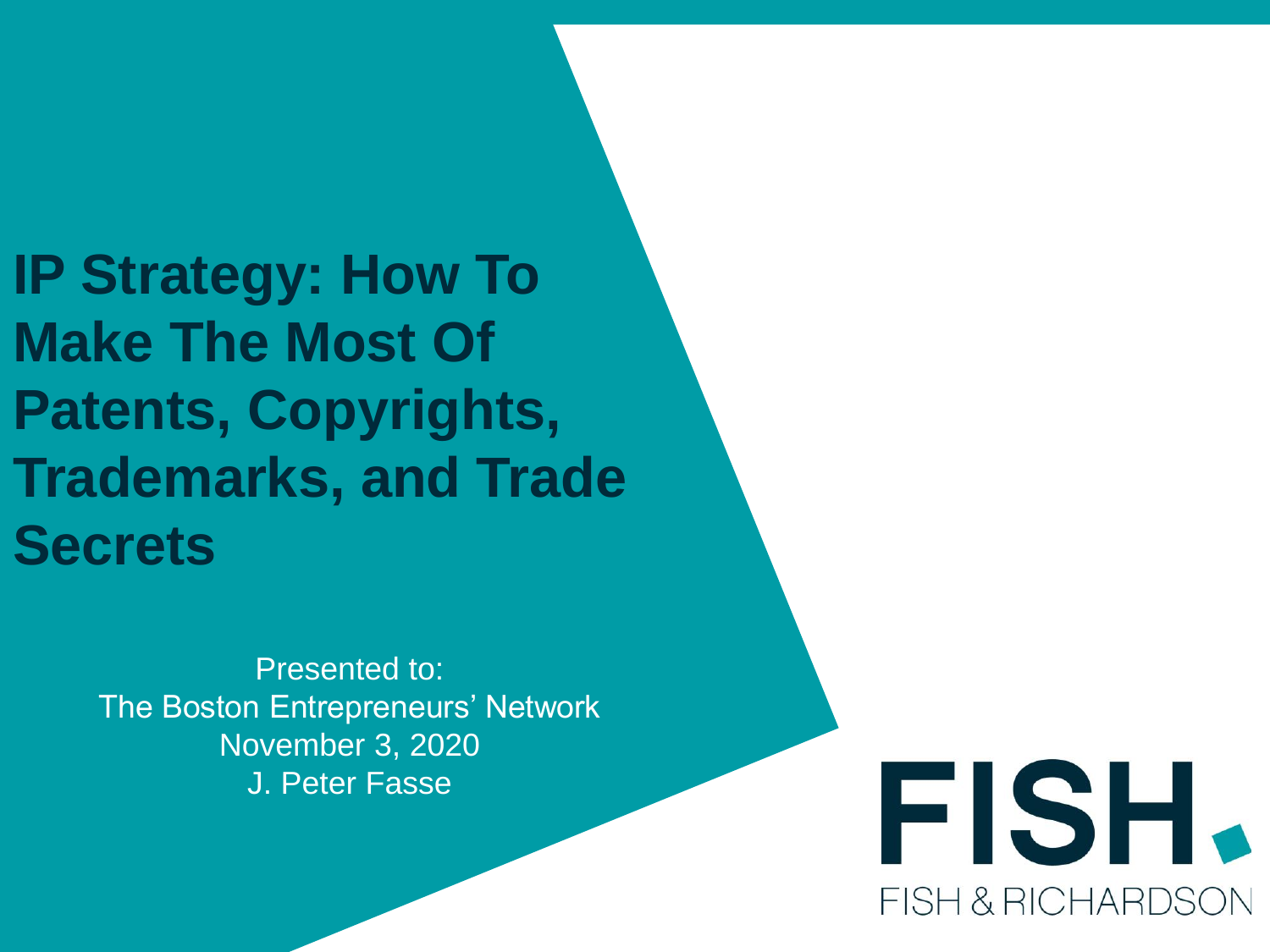# IP Strategy: How To Make The Most Of Patents, Copyrights, Trademarks, and Trade Secrets

Presented to:
The Boston Entrepreneurs' Network
November 3, 2020
J. Peter Fasse

FISH.
FISH & RICHARDSON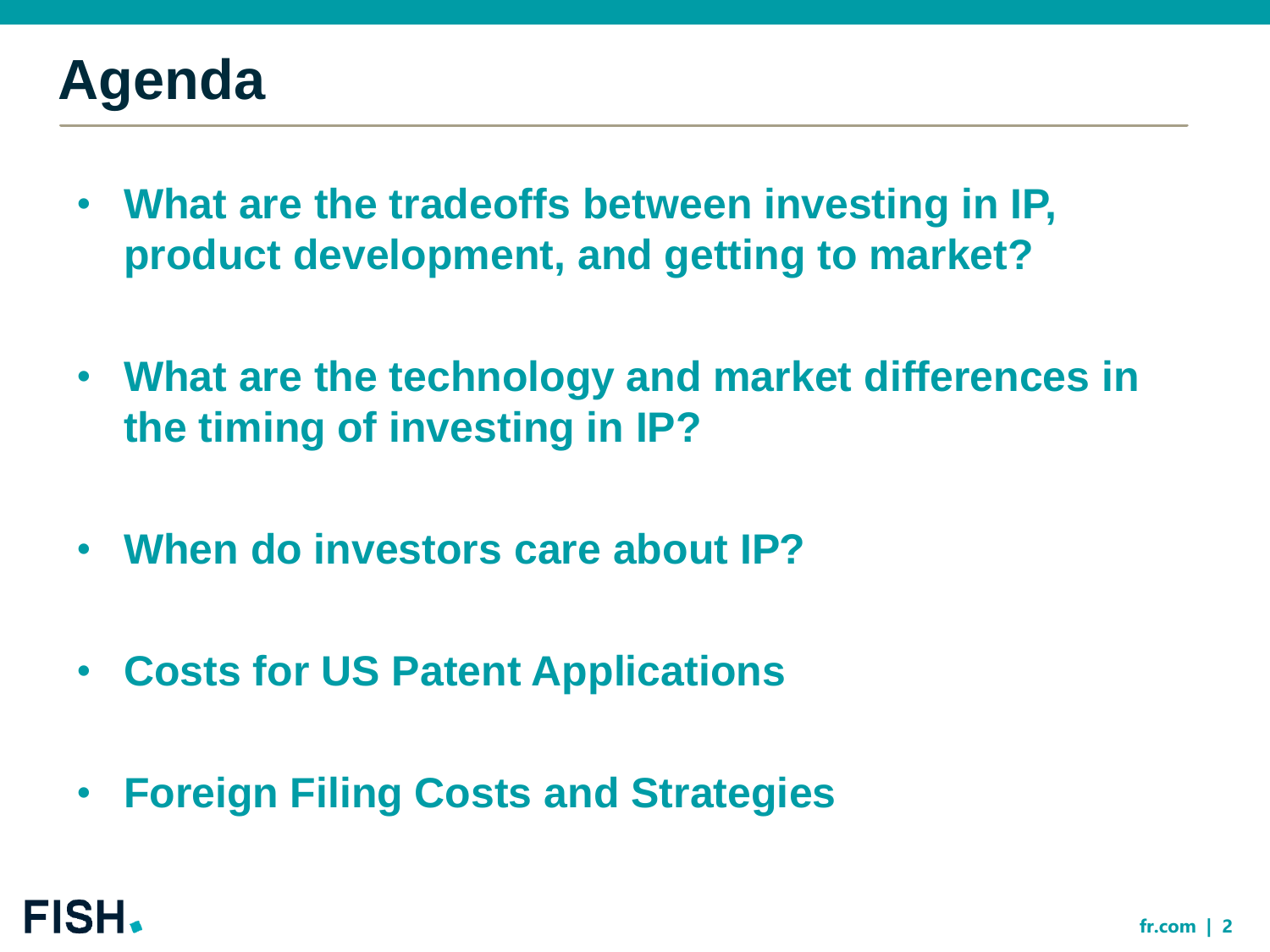# Agenda

- **What are the tradeoffs between investing in IP, product development, and getting to market?**
- **What are the technology and market differences in the timing of investing in IP?**
- **When do investors care about IP?**
- **Costs for US Patent Applications**
- **Foreign Filing Costs and Strategies**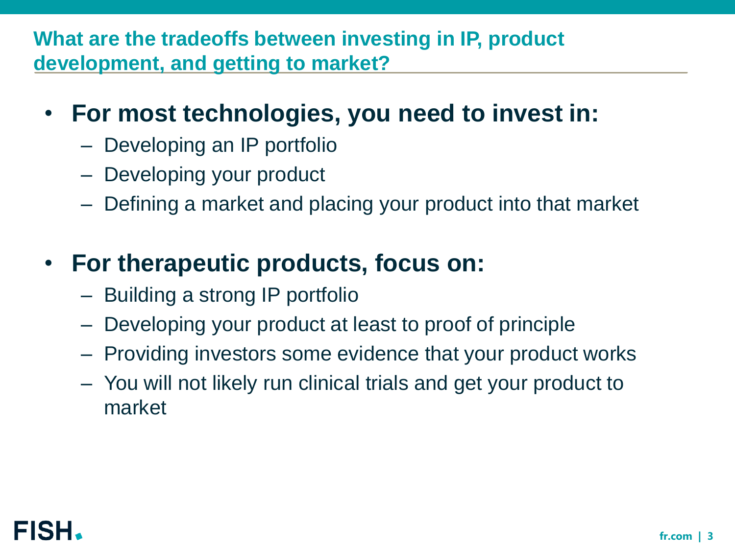## What are the tradeoffs between investing in IP, product development, and getting to market?

- **For most technologies, you need to invest in:**
  - Developing an IP portfolio
  - Developing your product
  - Defining a market and placing your product into that market

- **For therapeutic products, focus on:**
  - Building a strong IP portfolio
  - Developing your product at least to proof of principle
  - Providing investors some evidence that your product works
  - You will not likely run clinical trials and get your product to market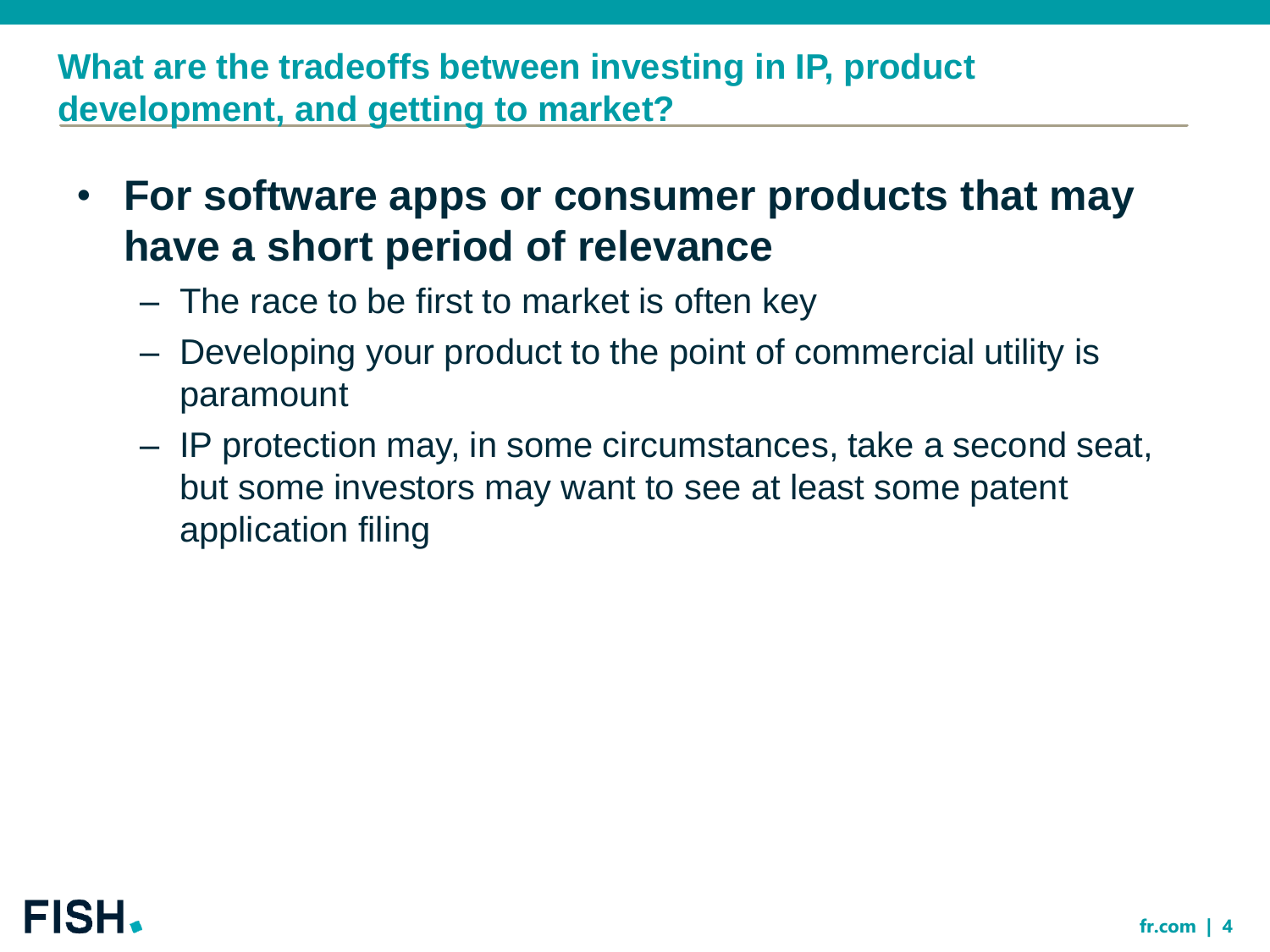## What are the tradeoffs between investing in IP, product development, and getting to market?

- **For software apps or consumer products that may have a short period of relevance**
  - The race to be first to market is often key
  - Developing your product to the point of commercial utility is paramount
  - IP protection may, in some circumstances, take a second seat, but some investors may want to see at least some patent application filing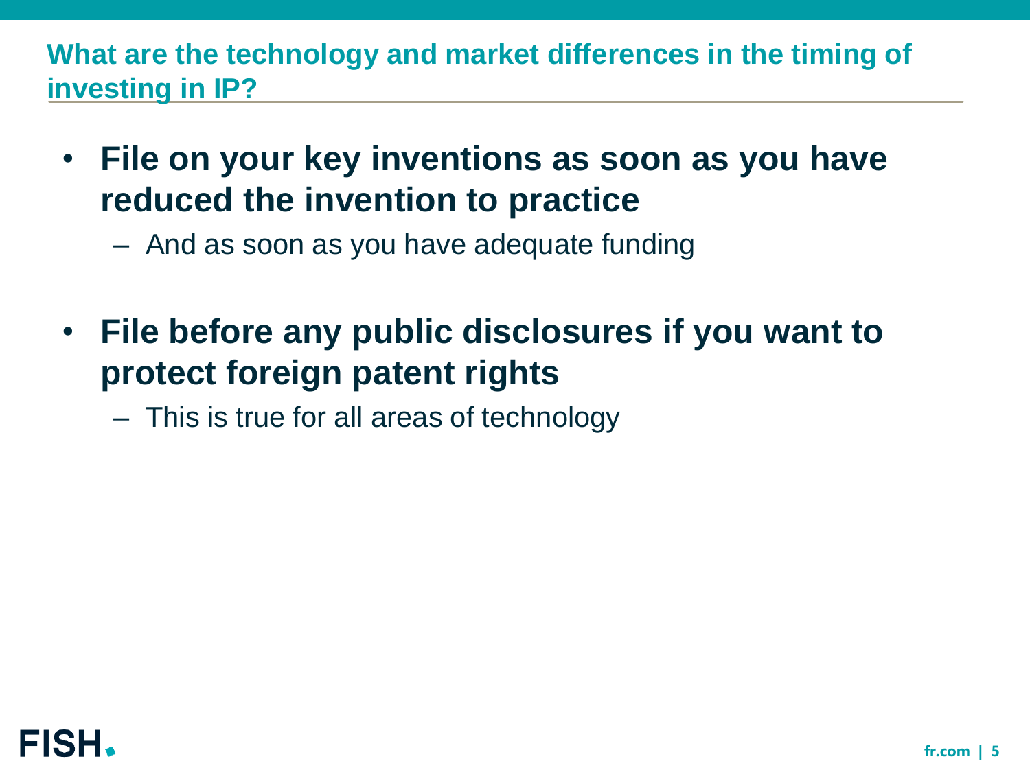## What are the technology and market differences in the timing of investing in IP?

- **File on your key inventions as soon as you have reduced the invention to practice**
  - And as soon as you have adequate funding
- **File before any public disclosures if you want to protect foreign patent rights**
  - This is true for all areas of technology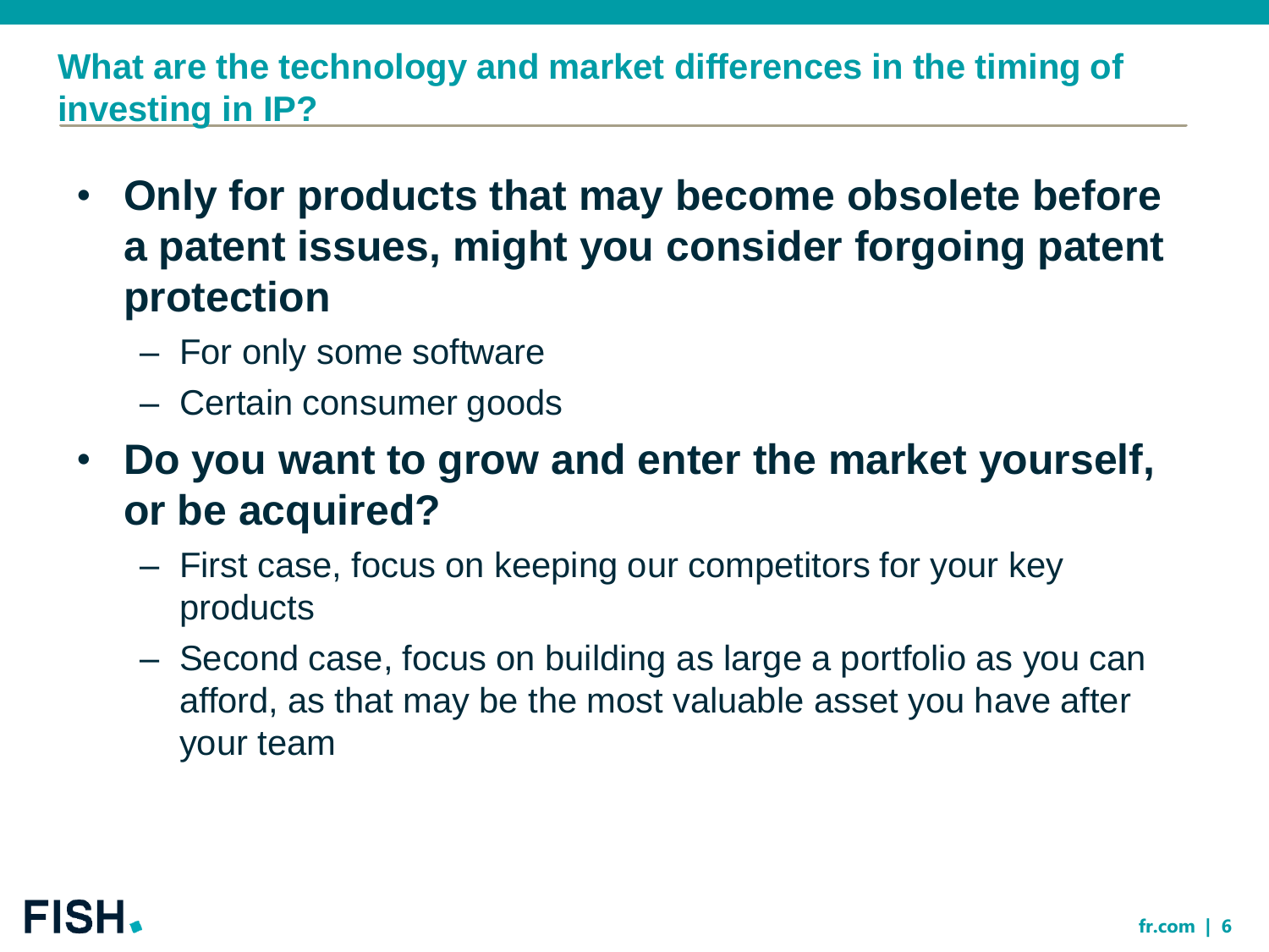## What are the technology and market differences in the timing of investing in IP?

- **Only for products that may become obsolete before a patent issues, might you consider forgoing patent protection**
  - For only some software
  - Certain consumer goods
- **Do you want to grow and enter the market yourself, or be acquired?**
  - First case, focus on keeping our competitors for your key products
  - Second case, focus on building as large a portfolio as you can afford, as that may be the most valuable asset you have after your team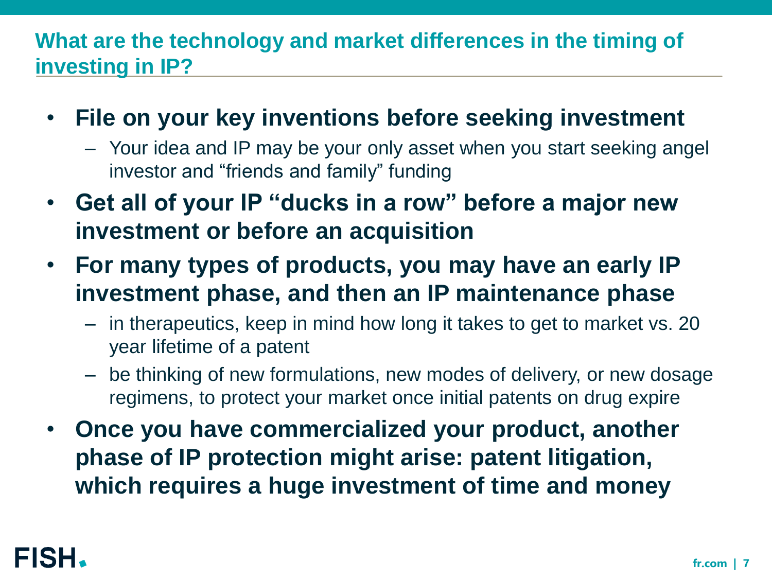## What are the technology and market differences in the timing of investing in IP?

- **File on your key inventions before seeking investment**
  - Your idea and IP may be your only asset when you start seeking angel investor and "friends and family" funding
- **Get all of your IP "ducks in a row" before a major new investment or before an acquisition**
- **For many types of products, you may have an early IP investment phase, and then an IP maintenance phase**
  - in therapeutics, keep in mind how long it takes to get to market vs. 20 year lifetime of a patent
  - be thinking of new formulations, new modes of delivery, or new dosage regimens, to protect your market once initial patents on drug expire
- **Once you have commercialized your product, another phase of IP protection might arise: patent litigation, which requires a huge investment of time and money**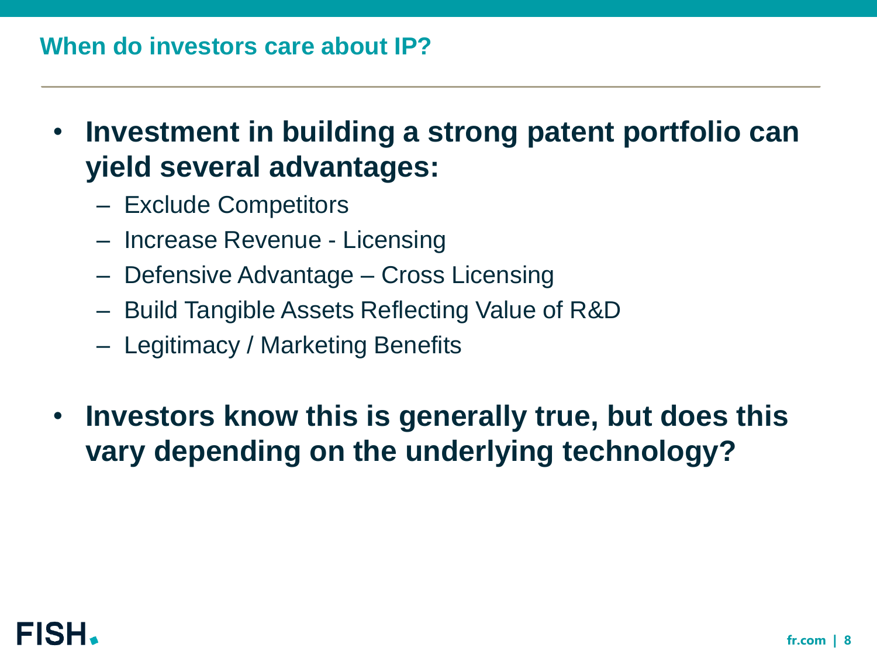## When do investors care about IP?

- **Investment in building a strong patent portfolio can yield several advantages:**
  - Exclude Competitors
  - Increase Revenue - Licensing
  - Defensive Advantage – Cross Licensing
  - Build Tangible Assets Reflecting Value of R&D
  - Legitimacy / Marketing Benefits
- **Investors know this is generally true, but does this vary depending on the underlying technology?**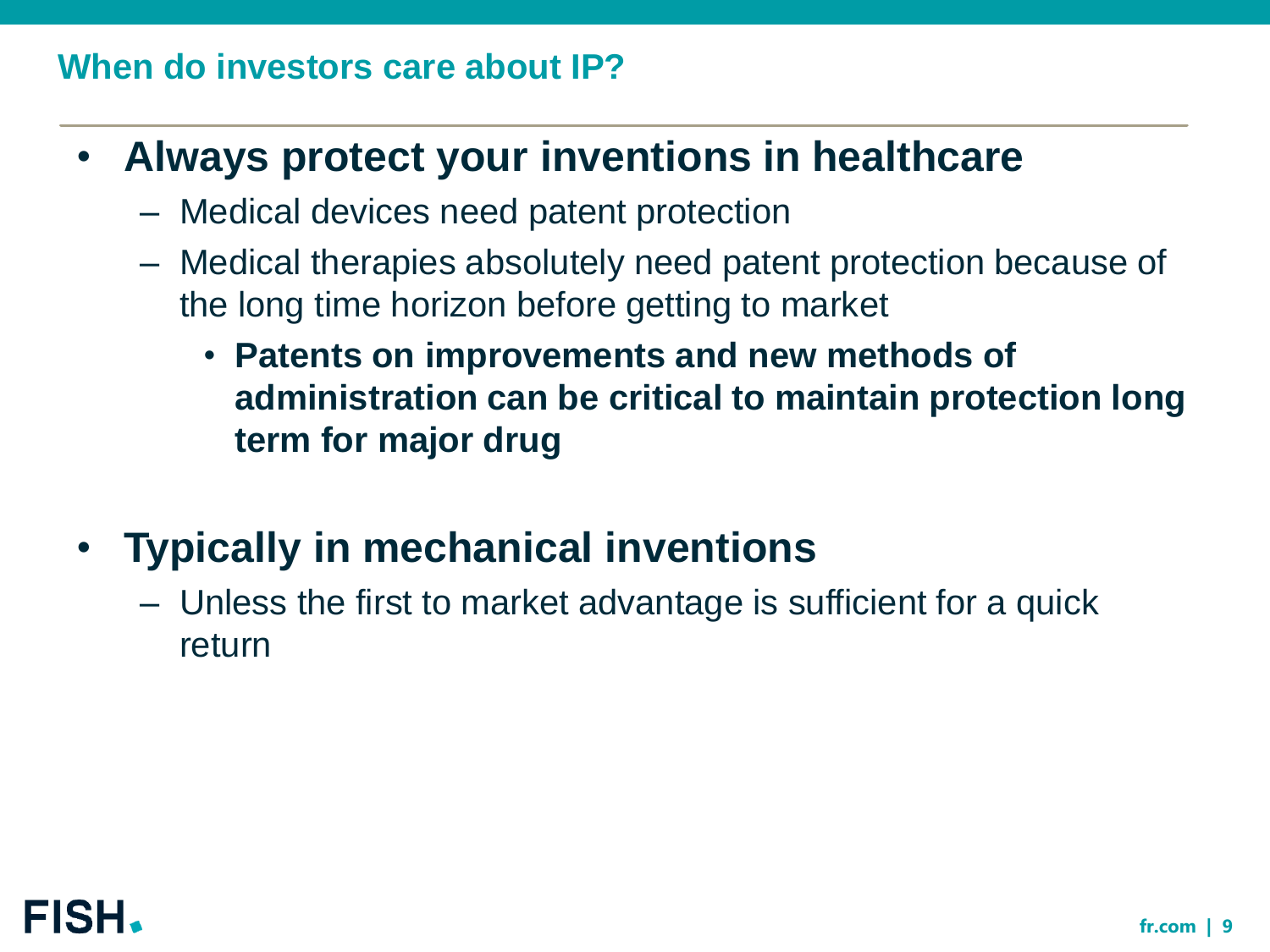## When do investors care about IP?

- **Always protect your inventions in healthcare**
  - Medical devices need patent protection
  - Medical therapies absolutely need patent protection because of the long time horizon before getting to market
    - **Patents on improvements and new methods of administration can be critical to maintain protection long term for major drug**

- **Typically in mechanical inventions**
  - Unless the first to market advantage is sufficient for a quick return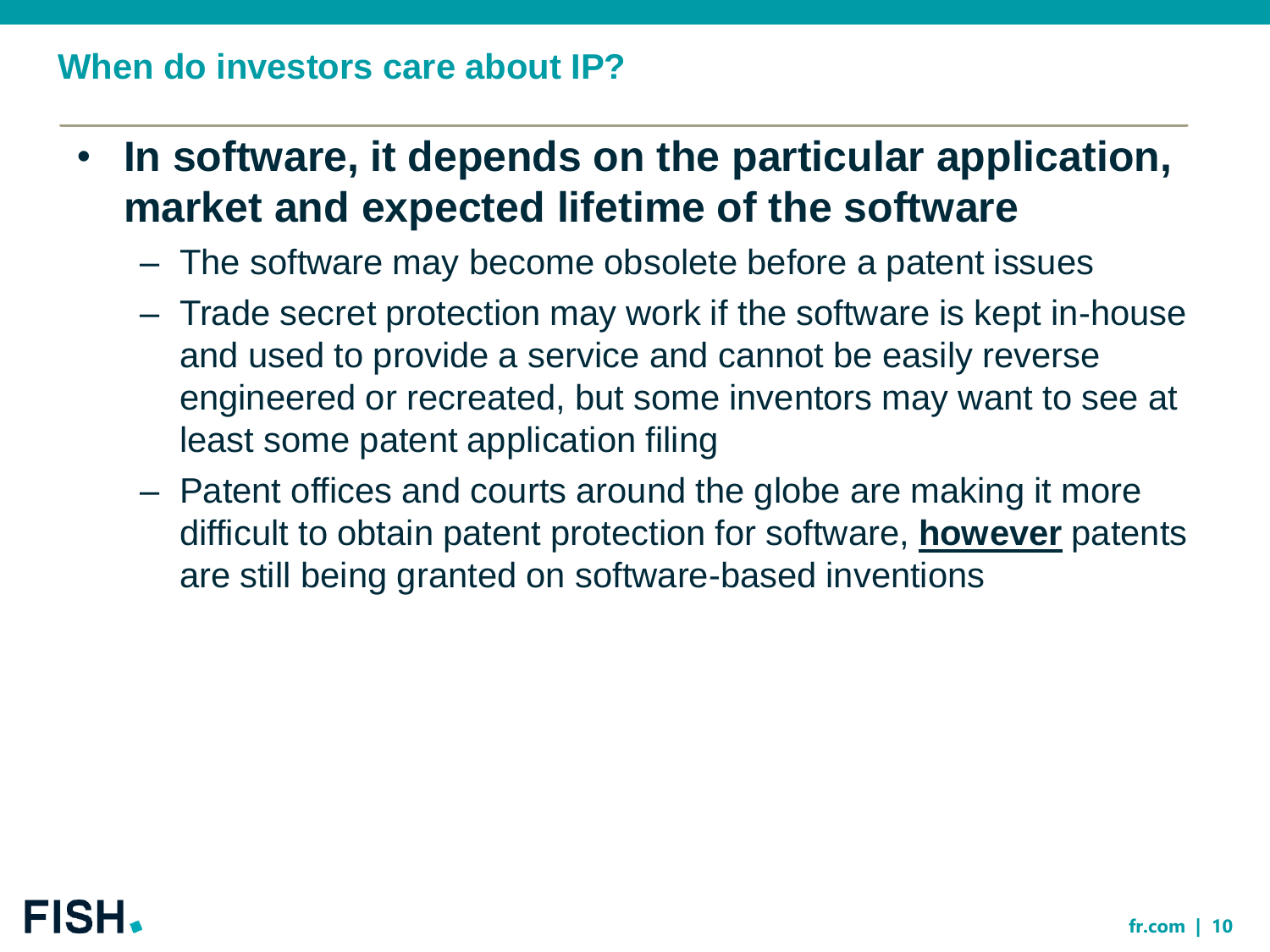## When do investors care about IP?

- **In software, it depends on the particular application, market and expected lifetime of the software**
  - The software may become obsolete before a patent issues
  - Trade secret protection may work if the software is kept in-house and used to provide a service and cannot be easily reverse engineered or recreated, but some inventors may want to see at least some patent application filing
  - Patent offices and courts around the globe are making it more difficult to obtain patent protection for software, **however** patents are still being granted on software-based inventions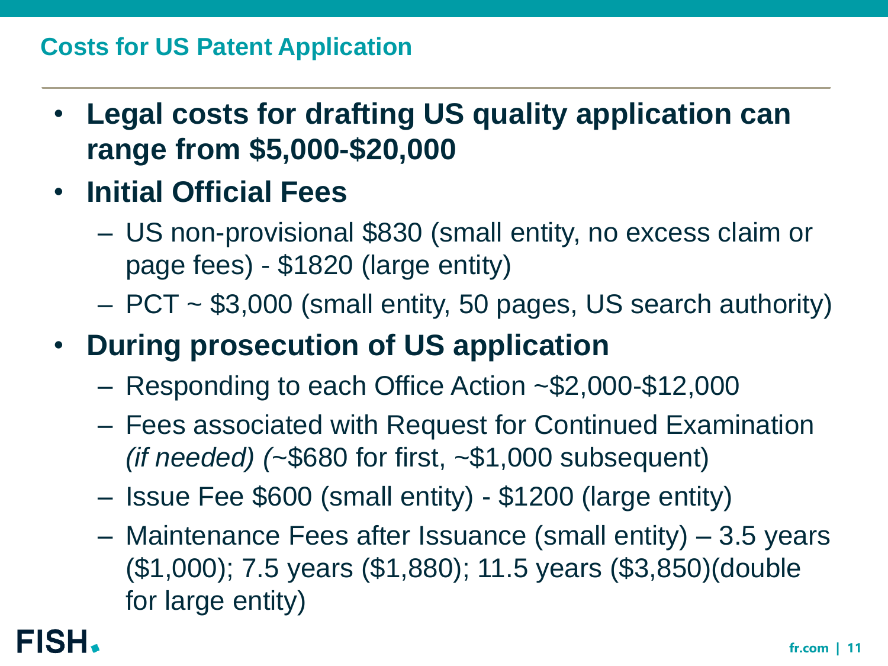## Costs for US Patent Application

- **Legal costs for drafting US quality application can range from $5,000-$20,000**
- **Initial Official Fees**
  - US non-provisional $830 (small entity, no excess claim or page fees) - $1820 (large entity)
  - PCT ~ $3,000 (small entity, 50 pages, US search authority)
- **During prosecution of US application**
  - Responding to each Office Action ~$2,000-$12,000
  - Fees associated with Request for Continued Examination *(if needed) (*~$680 for first, ~$1,000 subsequent)
  - Issue Fee $600 (small entity) - $1200 (large entity)
  - Maintenance Fees after Issuance (small entity) – 3.5 years ($1,000); 7.5 years ($1,880); 11.5 years ($3,850)(double for large entity)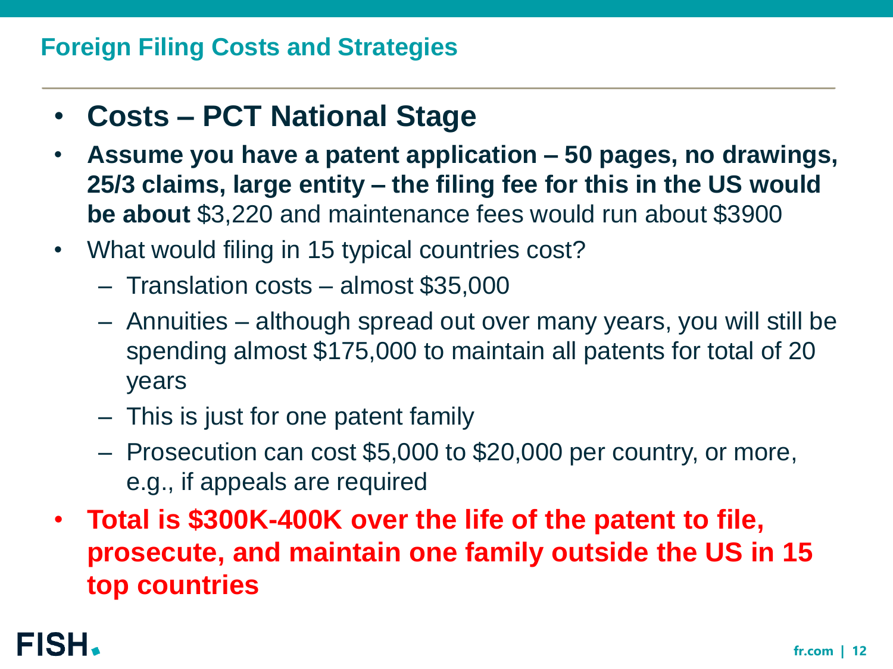## Foreign Filing Costs and Strategies

- **Costs – PCT National Stage**
- **Assume you have a patent application – 50 pages, no drawings, 25/3 claims, large entity – the filing fee for this in the US would be about** $3,220 and maintenance fees would run about $3900
- What would filing in 15 typical countries cost?
  - Translation costs – almost $35,000
  - Annuities – although spread out over many years, you will still be spending almost $175,000 to maintain all patents for total of 20 years
  - This is just for one patent family
  - Prosecution can cost $5,000 to $20,000 per country, or more, e.g., if appeals are required
- **Total is $300K-400K over the life of the patent to file, prosecute, and maintain one family outside the US in 15 top countries**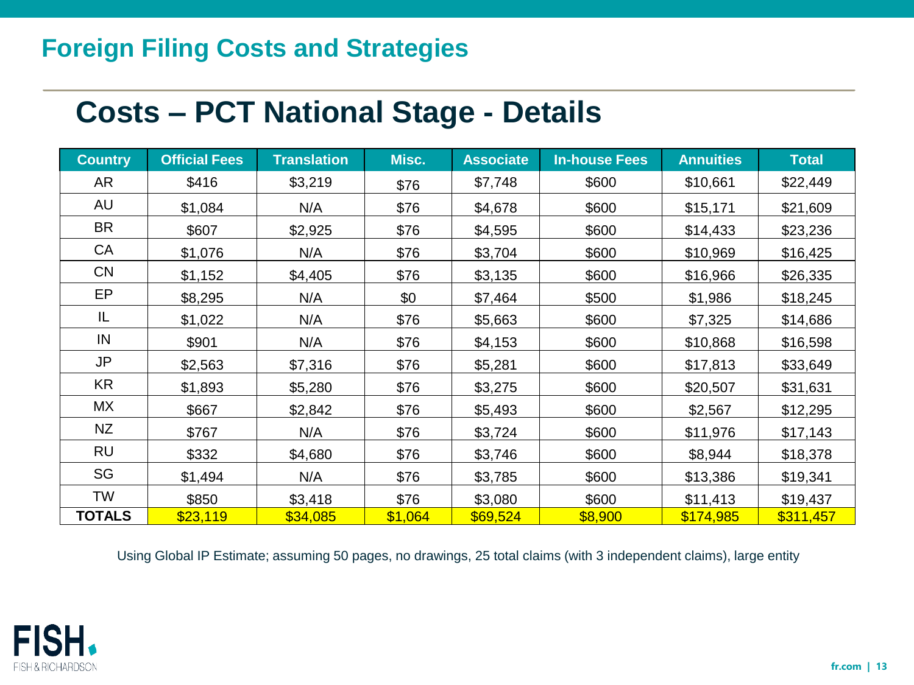# Foreign Filing Costs and Strategies

## Costs – PCT National Stage - Details

| Country | Official Fees | Translation | Misc. | Associate | In-house Fees | Annuities | Total |
|---|---|---|---|---|---|---|---|
| AR | $416 | $3,219 | $76 | $7,748 | $600 | $10,661 | $22,449 |
| AU | $1,084 | N/A | $76 | $4,678 | $600 | $15,171 | $21,609 |
| BR | $607 | $2,925 | $76 | $4,595 | $600 | $14,433 | $23,236 |
| CA | $1,076 | N/A | $76 | $3,704 | $600 | $10,969 | $16,425 |
| CN | $1,152 | $4,405 | $76 | $3,135 | $600 | $16,966 | $26,335 |
| EP | $8,295 | N/A | $0 | $7,464 | $500 | $1,986 | $18,245 |
| IL | $1,022 | N/A | $76 | $5,663 | $600 | $7,325 | $14,686 |
| IN | $901 | N/A | $76 | $4,153 | $600 | $10,868 | $16,598 |
| JP | $2,563 | $7,316 | $76 | $5,281 | $600 | $17,813 | $33,649 |
| KR | $1,893 | $5,280 | $76 | $3,275 | $600 | $20,507 | $31,631 |
| MX | $667 | $2,842 | $76 | $5,493 | $600 | $2,567 | $12,295 |
| NZ | $767 | N/A | $76 | $3,724 | $600 | $11,976 | $17,143 |
| RU | $332 | $4,680 | $76 | $3,746 | $600 | $8,944 | $18,378 |
| SG | $1,494 | N/A | $76 | $3,785 | $600 | $13,386 | $19,341 |
| TW | $850 | $3,418 | $76 | $3,080 | $600 | $11,413 | $19,437 |
| **TOTALS** | $23,119 | $34,085 | $1,064 | $69,524 | $8,900 | $174,985 | $311,457 |

Using Global IP Estimate; assuming 50 pages, no drawings, 25 total claims (with 3 independent claims), large entity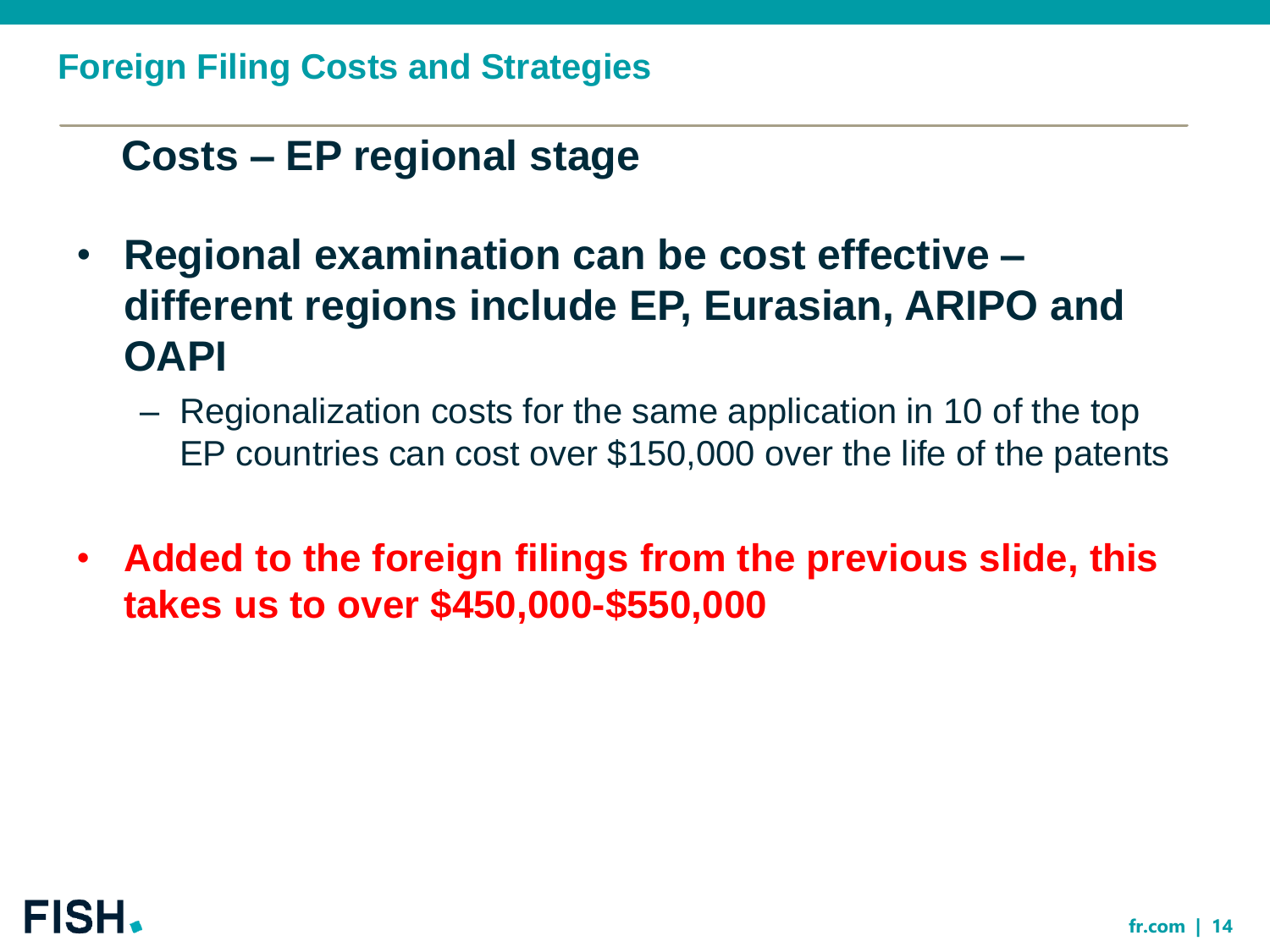## Foreign Filing Costs and Strategies

### Costs – EP regional stage

- **Regional examination can be cost effective – different regions include EP, Eurasian, ARIPO and OAPI**
  - Regionalization costs for the same application in 10 of the top EP countries can cost over $150,000 over the life of the patents
- **Added to the foreign filings from the previous slide, this takes us to over $450,000-$550,000**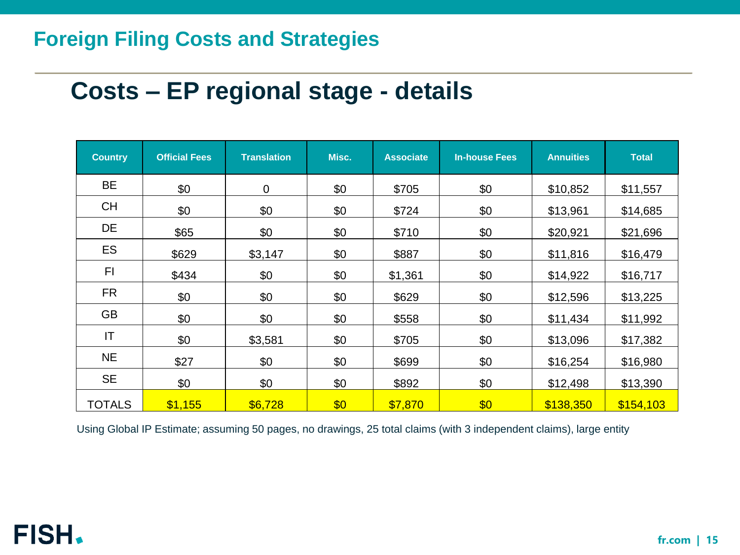## Foreign Filing Costs and Strategies

# Costs – EP regional stage - details

| Country | Official Fees | Translation | Misc. | Associate | In-house Fees | Annuities | Total |
|---|---|---|---|---|---|---|---|
| BE | $0 | 0 | $0 | $705 | $0 | $10,852 | $11,557 |
| CH | $0 | $0 | $0 | $724 | $0 | $13,961 | $14,685 |
| DE | $65 | $0 | $0 | $710 | $0 | $20,921 | $21,696 |
| ES | $629 | $3,147 | $0 | $887 | $0 | $11,816 | $16,479 |
| FI | $434 | $0 | $0 | $1,361 | $0 | $14,922 | $16,717 |
| FR | $0 | $0 | $0 | $629 | $0 | $12,596 | $13,225 |
| GB | $0 | $0 | $0 | $558 | $0 | $11,434 | $11,992 |
| IT | $0 | $3,581 | $0 | $705 | $0 | $13,096 | $17,382 |
| NE | $27 | $0 | $0 | $699 | $0 | $16,254 | $16,980 |
| SE | $0 | $0 | $0 | $892 | $0 | $12,498 | $13,390 |
| TOTALS | $1,155 | $6,728 | $0 | $7,870 | $0 | $138,350 | $154,103 |

Using Global IP Estimate; assuming 50 pages, no drawings, 25 total claims (with 3 independent claims), large entity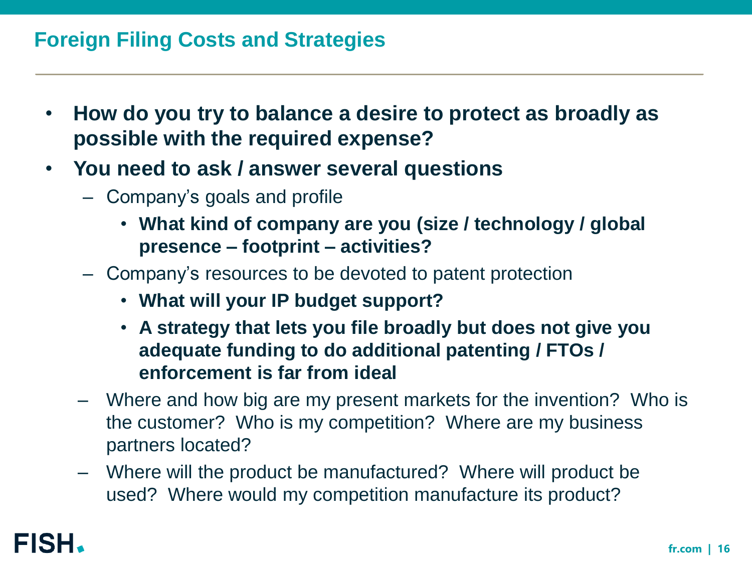## Foreign Filing Costs and Strategies

- **How do you try to balance a desire to protect as broadly as possible with the required expense?**
- **You need to ask / answer several questions**
  - Company's goals and profile
    - **What kind of company are you (size / technology / global presence – footprint – activities?**
  - Company's resources to be devoted to patent protection
    - **What will your IP budget support?**
    - **A strategy that lets you file broadly but does not give you adequate funding to do additional patenting / FTOs / enforcement is far from ideal**
  - Where and how big are my present markets for the invention? Who is the customer? Who is my competition? Where are my business partners located?
  - Where will the product be manufactured? Where will product be used? Where would my competition manufacture its product?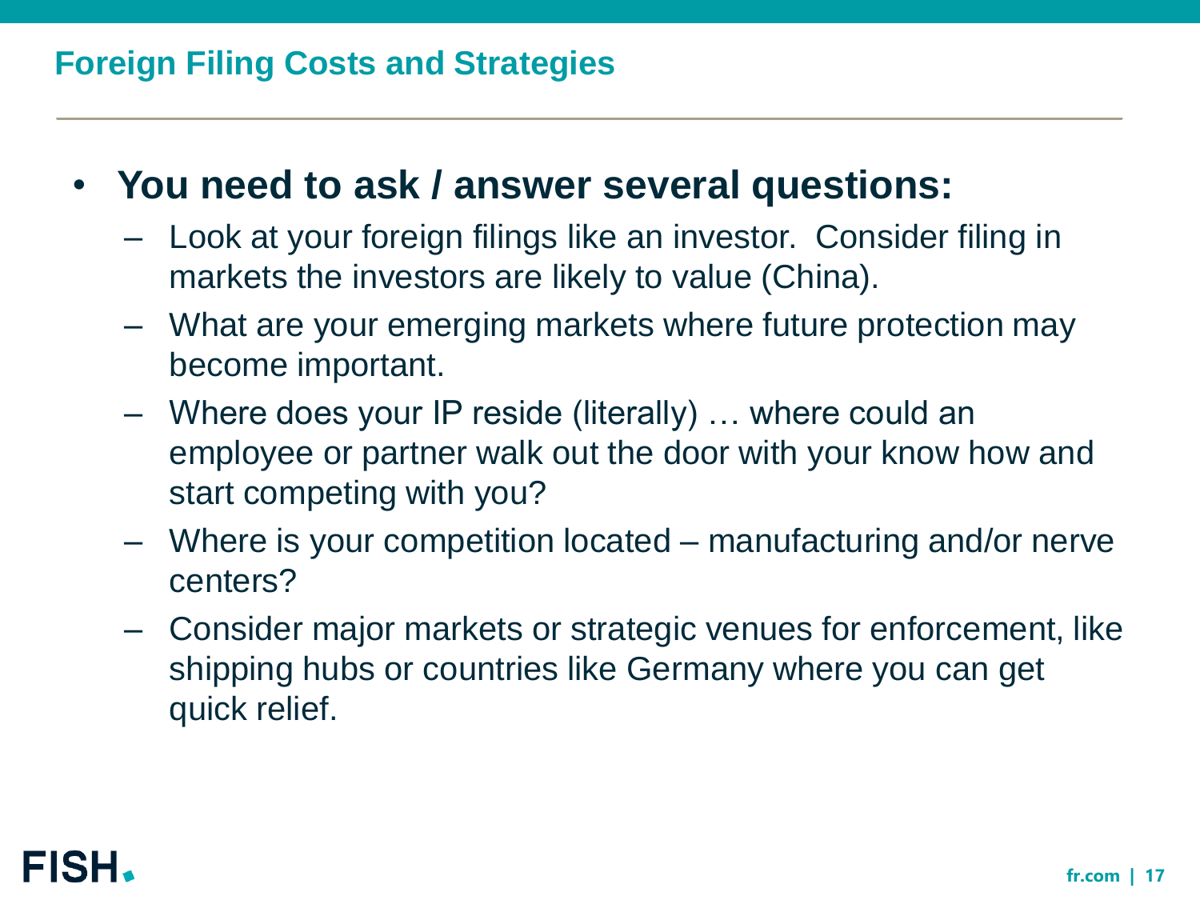## Foreign Filing Costs and Strategies

- **You need to ask / answer several questions:**
  - Look at your foreign filings like an investor. Consider filing in markets the investors are likely to value (China).
  - What are your emerging markets where future protection may become important.
  - Where does your IP reside (literally) … where could an employee or partner walk out the door with your know how and start competing with you?
  - Where is your competition located – manufacturing and/or nerve centers?
  - Consider major markets or strategic venues for enforcement, like shipping hubs or countries like Germany where you can get quick relief.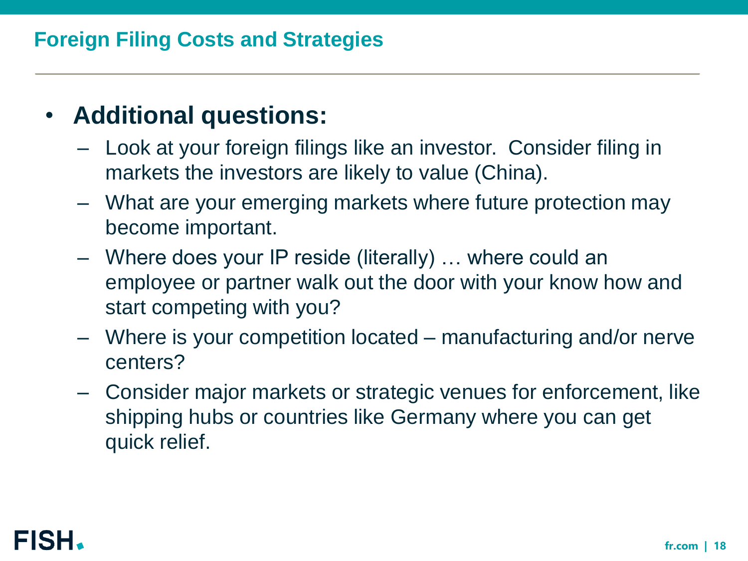## Foreign Filing Costs and Strategies

- **Additional questions:**
  - Look at your foreign filings like an investor. Consider filing in markets the investors are likely to value (China).
  - What are your emerging markets where future protection may become important.
  - Where does your IP reside (literally) … where could an employee or partner walk out the door with your know how and start competing with you?
  - Where is your competition located – manufacturing and/or nerve centers?
  - Consider major markets or strategic venues for enforcement, like shipping hubs or countries like Germany where you can get quick relief.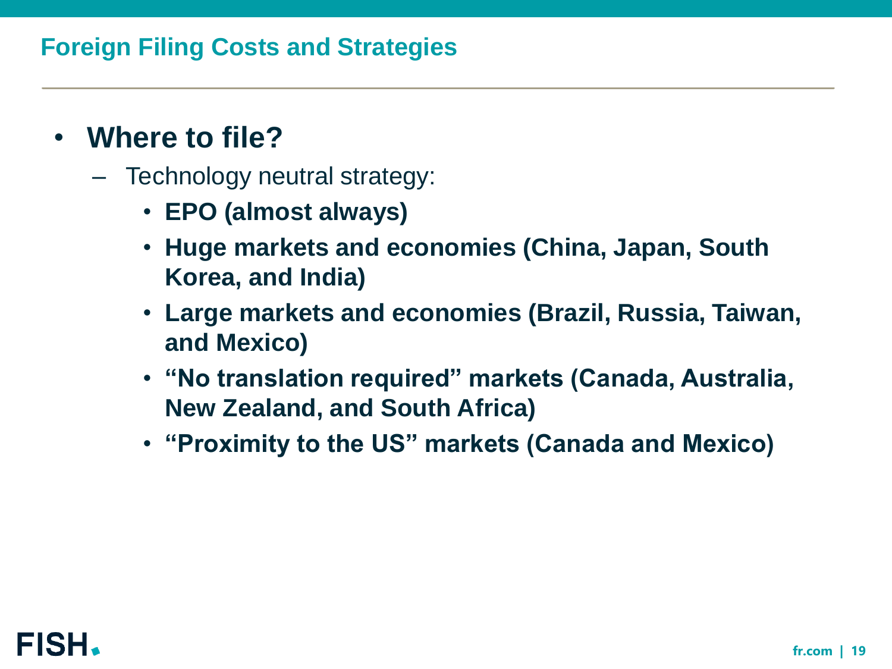## Foreign Filing Costs and Strategies

- **Where to file?**
  - Technology neutral strategy:
    - **EPO (almost always)**
    - **Huge markets and economies (China, Japan, South Korea, and India)**
    - **Large markets and economies (Brazil, Russia, Taiwan, and Mexico)**
    - **"No translation required" markets (Canada, Australia, New Zealand, and South Africa)**
    - **"Proximity to the US" markets (Canada and Mexico)**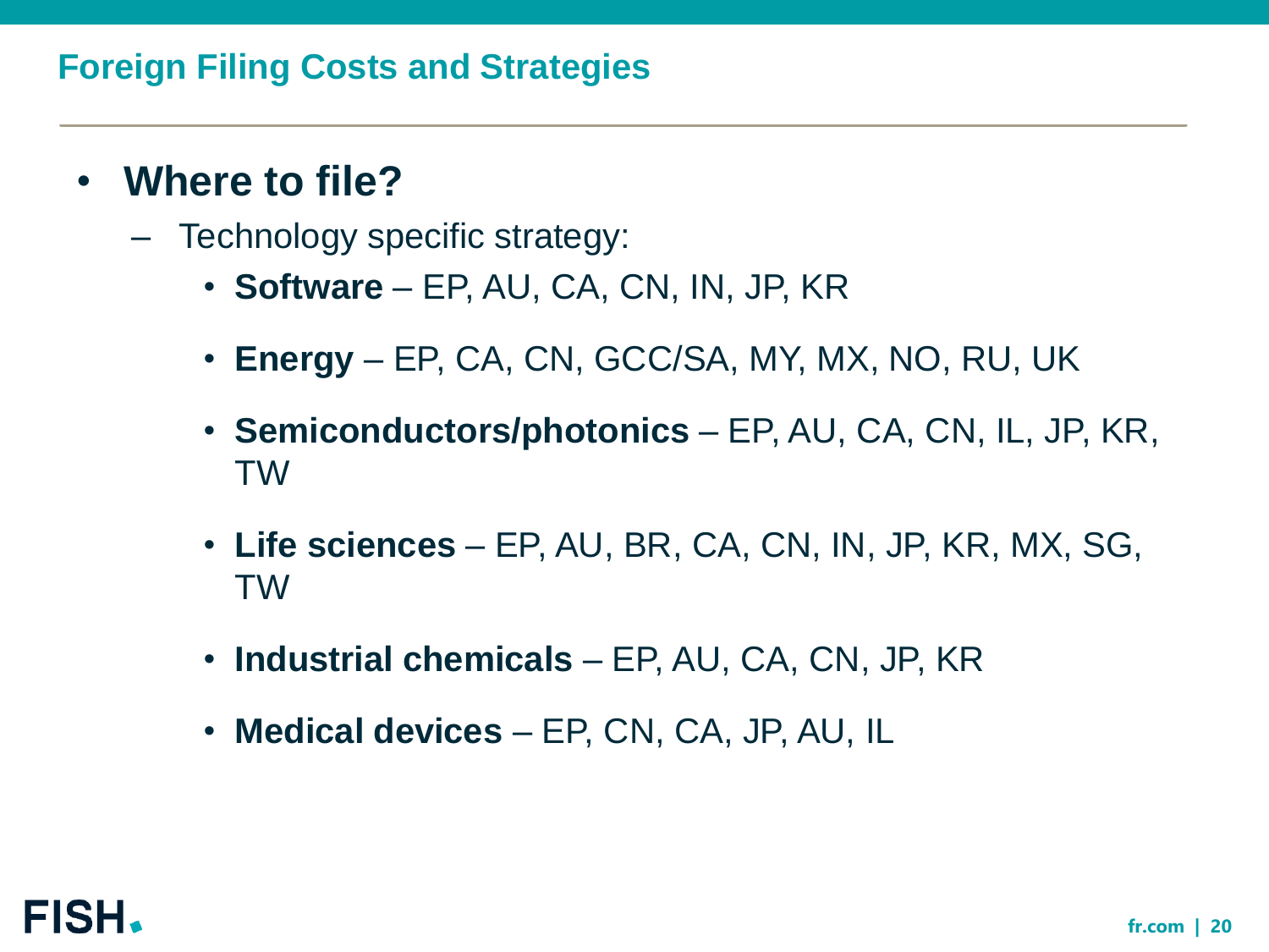# Foreign Filing Costs and Strategies

- **Where to file?**
  - Technology specific strategy:
    - **Software** – EP, AU, CA, CN, IN, JP, KR
    - **Energy** – EP, CA, CN, GCC/SA, MY, MX, NO, RU, UK
    - **Semiconductors/photonics** – EP, AU, CA, CN, IL, JP, KR, TW
    - **Life sciences** – EP, AU, BR, CA, CN, IN, JP, KR, MX, SG, TW
    - **Industrial chemicals** – EP, AU, CA, CN, JP, KR
    - **Medical devices** – EP, CN, CA, JP, AU, IL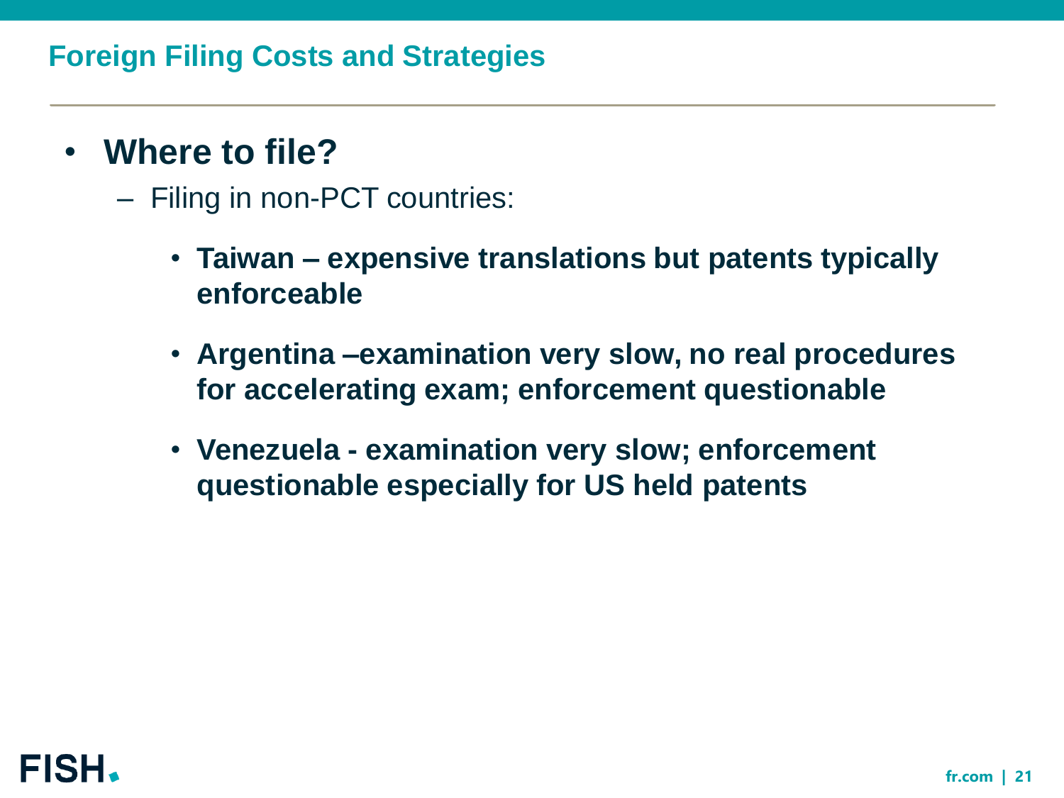## Foreign Filing Costs and Strategies

- **Where to file?**
  - Filing in non-PCT countries:
    - **Taiwan – expensive translations but patents typically enforceable**
    - **Argentina –examination very slow, no real procedures for accelerating exam; enforcement questionable**
    - **Venezuela - examination very slow; enforcement questionable especially for US held patents**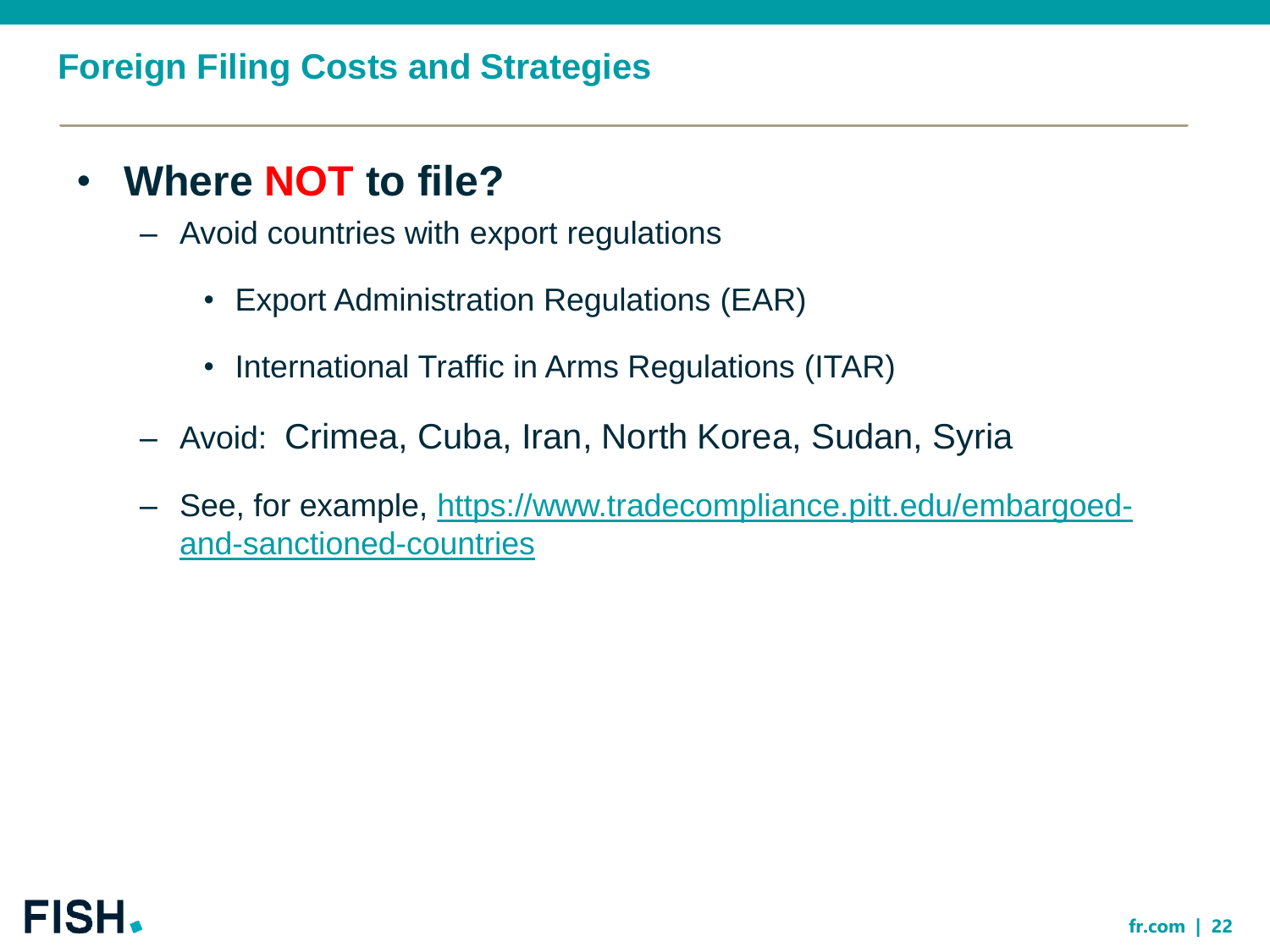## Foreign Filing Costs and Strategies

- **Where NOT to file?**
  - Avoid countries with export regulations
    - Export Administration Regulations (EAR)
    - International Traffic in Arms Regulations (ITAR)
  - Avoid: Crimea, Cuba, Iran, North Korea, Sudan, Syria
  - See, for example, https://www.tradecompliance.pitt.edu/embargoed-and-sanctioned-countries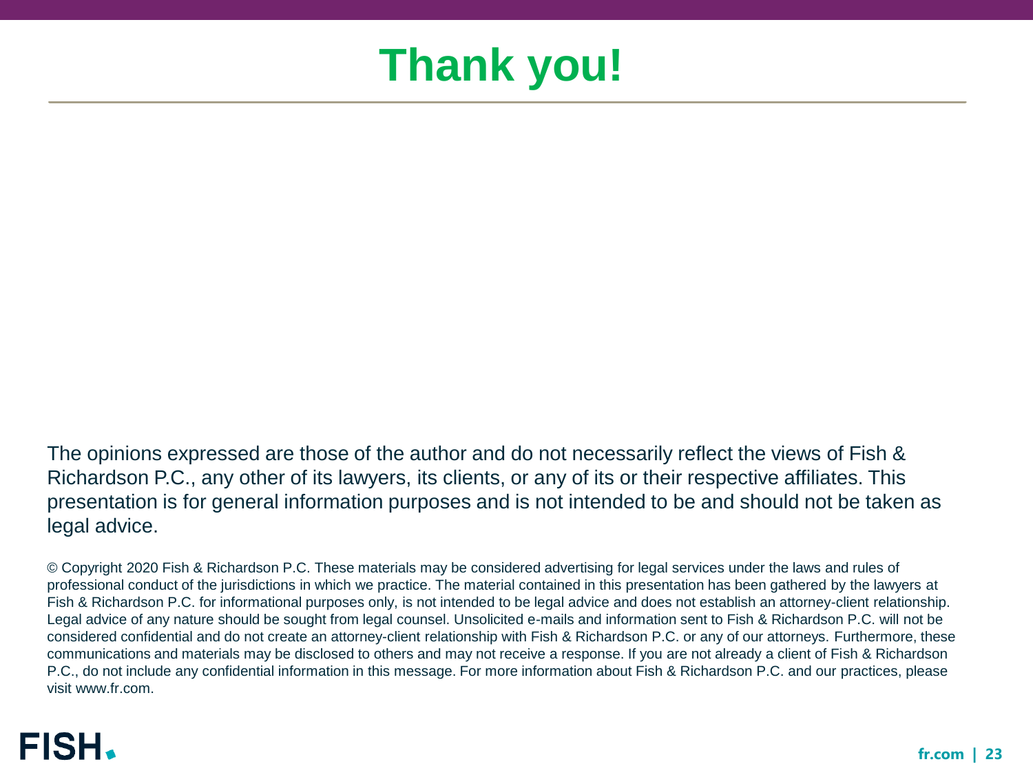# Thank you!

The opinions expressed are those of the author and do not necessarily reflect the views of Fish & Richardson P.C., any other of its lawyers, its clients, or any of its or their respective affiliates. This presentation is for general information purposes and is not intended to be and should not be taken as legal advice.

© Copyright 2020 Fish & Richardson P.C. These materials may be considered advertising for legal services under the laws and rules of professional conduct of the jurisdictions in which we practice. The material contained in this presentation has been gathered by the lawyers at Fish & Richardson P.C. for informational purposes only, is not intended to be legal advice and does not establish an attorney-client relationship. Legal advice of any nature should be sought from legal counsel. Unsolicited e-mails and information sent to Fish & Richardson P.C. will not be considered confidential and do not create an attorney-client relationship with Fish & Richardson P.C. or any of our attorneys. Furthermore, these communications and materials may be disclosed to others and may not receive a response. If you are not already a client of Fish & Richardson P.C., do not include any confidential information in this message. For more information about Fish & Richardson P.C. and our practices, please visit www.fr.com.

FISH.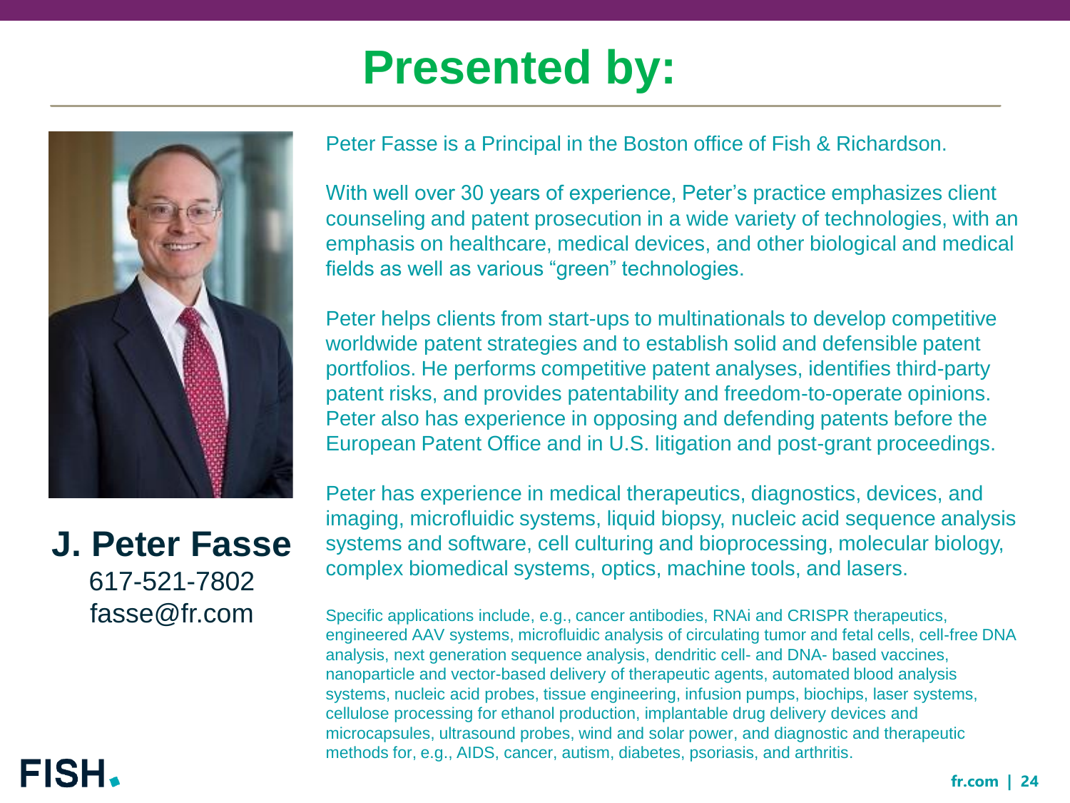# Presented by:

**J. Peter Fasse**
617-521-7802
fasse@fr.com

Peter Fasse is a Principal in the Boston office of Fish & Richardson.

With well over 30 years of experience, Peter's practice emphasizes client counseling and patent prosecution in a wide variety of technologies, with an emphasis on healthcare, medical devices, and other biological and medical fields as well as various "green" technologies.

Peter helps clients from start-ups to multinationals to develop competitive worldwide patent strategies and to establish solid and defensible patent portfolios. He performs competitive patent analyses, identifies third-party patent risks, and provides patentability and freedom-to-operate opinions. Peter also has experience in opposing and defending patents before the European Patent Office and in U.S. litigation and post-grant proceedings.

Peter has experience in medical therapeutics, diagnostics, devices, and imaging, microfluidic systems, liquid biopsy, nucleic acid sequence analysis systems and software, cell culturing and bioprocessing, molecular biology, complex biomedical systems, optics, machine tools, and lasers.

Specific applications include, e.g., cancer antibodies, RNAi and CRISPR therapeutics, engineered AAV systems, microfluidic analysis of circulating tumor and fetal cells, cell-free DNA analysis, next generation sequence analysis, dendritic cell- and DNA- based vaccines, nanoparticle and vector-based delivery of therapeutic agents, automated blood analysis systems, nucleic acid probes, tissue engineering, infusion pumps, biochips, laser systems, cellulose processing for ethanol production, implantable drug delivery devices and microcapsules, ultrasound probes, wind and solar power, and diagnostic and therapeutic methods for, e.g., AIDS, cancer, autism, diabetes, psoriasis, and arthritis.